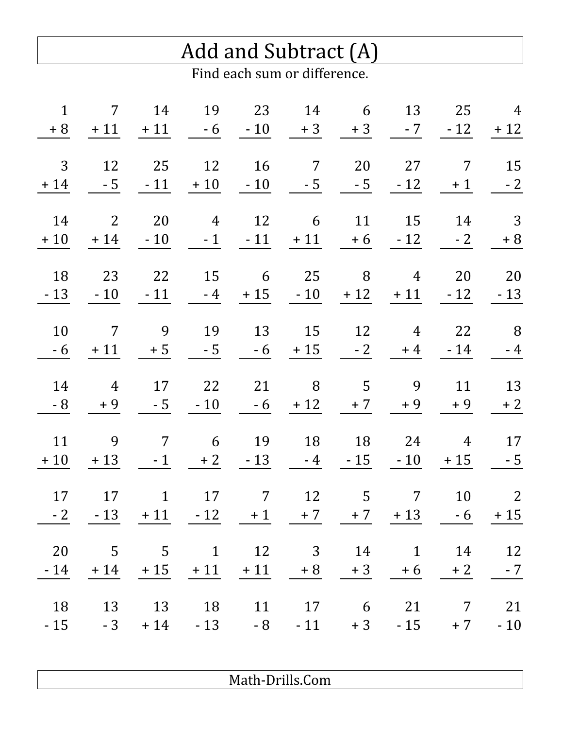# Add and Subtract (A)

Find each sum or difference.

| | | | | | | | | | |
|---|---|---|---|---|---|---|---|---|---|
| $1 + 8$ | $7 + 11$ | $14 + 11$ | $19 - 6$ | $23 - 10$ | $14 + 3$ | $6 + 3$ | $13 - 7$ | $25 - 12$ | $4 + 12$ |
| $3 + 14$ | $12 - 5$ | $25 - 11$ | $12 + 10$ | $16 - 10$ | $7 - 5$ | $20 - 5$ | $27 - 12$ | $7 + 1$ | $15 - 2$ |
| $14 + 10$ | $2 + 14$ | $20 - 10$ | $4 - 1$ | $12 - 11$ | $6 + 11$ | $11 + 6$ | $15 - 12$ | $14 - 2$ | $3 + 8$ |
| $18 - 13$ | $23 - 10$ | $22 - 11$ | $15 - 4$ | $6 + 15$ | $25 - 10$ | $8 + 12$ | $4 + 11$ | $20 - 12$ | $20 - 13$ |
| $10 - 6$ | $7 + 11$ | $9 + 5$ | $19 - 5$ | $13 - 6$ | $15 + 15$ | $12 - 2$ | $4 + 4$ | $22 - 14$ | $8 - 4$ |
| $14 - 8$ | $4 + 9$ | $17 - 5$ | $22 - 10$ | $21 - 6$ | $8 + 12$ | $5 + 7$ | $9 + 9$ | $11 + 9$ | $13 + 2$ |
| $11 + 10$ | $9 + 13$ | $7 - 1$ | $6 + 2$ | $19 - 13$ | $18 - 4$ | $18 - 15$ | $24 - 10$ | $4 + 15$ | $17 - 5$ |
| $17 - 2$ | $17 - 13$ | $1 + 11$ | $17 - 12$ | $7 + 1$ | $12 + 7$ | $5 + 7$ | $7 + 13$ | $10 - 6$ | $2 + 15$ |
| $20 - 14$ | $5 + 14$ | $5 + 15$ | $1 + 11$ | $12 + 11$ | $3 + 8$ | $14 + 3$ | $1 + 6$ | $14 + 2$ | $12 - 7$ |
| $18 - 15$ | $13 - 3$ | $13 + 14$ | $18 - 13$ | $11 - 8$ | $17 - 11$ | $6 + 3$ | $21 - 15$ | $7 + 7$ | $21 - 10$ |

Math-Drills.Com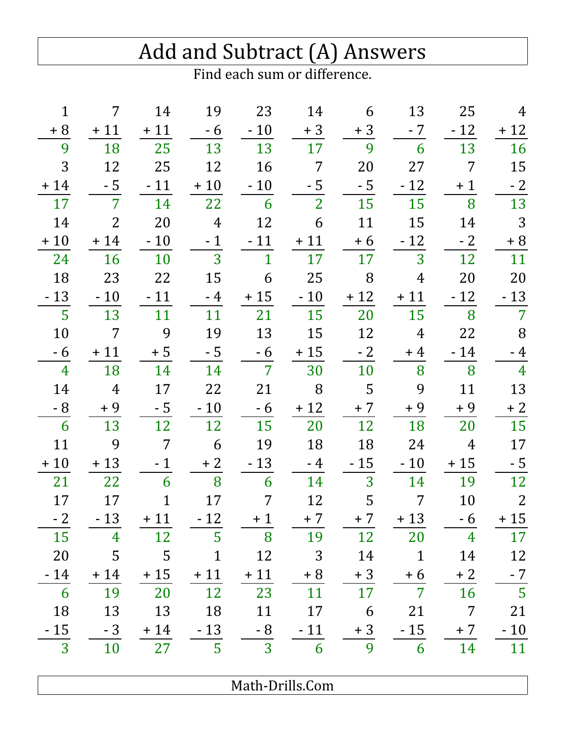# Add and Subtract (A) Answers

Find each sum or difference.

| | | | | | | | | | |
|---|---|---|---|---|---|---|---|---|---|
| 1 + 8 = 9 | 7 + 11 = 18 | 14 + 11 = 25 | 19 - 6 = 13 | 23 - 10 = 13 | 14 + 3 = 17 | 6 + 3 = 9 | 13 - 7 = 6 | 25 - 12 = 13 | 4 + 12 = 16 |
| 3 + 14 = 17 | 12 - 5 = 7 | 25 - 11 = 14 | 12 + 10 = 22 | 16 - 10 = 6 | 7 - 5 = 2 | 20 - 5 = 15 | 27 - 12 = 15 | 7 + 1 = 8 | 15 - 2 = 13 |
| 14 + 10 = 24 | 2 + 14 = 16 | 20 - 10 = 10 | 4 - 1 = 3 | 12 - 11 = 1 | 6 + 11 = 17 | 11 + 6 = 17 | 15 - 12 = 3 | 14 - 2 = 12 | 3 + 8 = 11 |
| 18 - 13 = 5 | 23 - 10 = 13 | 22 - 11 = 11 | 15 - 4 = 11 | 6 + 15 = 21 | 25 - 10 = 15 | 8 + 12 = 20 | 4 + 11 = 15 | 20 - 12 = 8 | 20 - 13 = 7 |
| 10 - 6 = 4 | 7 + 11 = 18 | 9 + 5 = 14 | 19 - 5 = 14 | 13 - 6 = 7 | 15 + 15 = 30 | 12 - 2 = 10 | 4 + 4 = 8 | 22 - 14 = 8 | 8 - 4 = 4 |
| 14 - 8 = 6 | 4 + 9 = 13 | 17 - 5 = 12 | 22 - 10 = 12 | 21 - 6 = 15 | 8 + 12 = 20 | 5 + 7 = 12 | 9 + 9 = 18 | 11 + 9 = 20 | 13 + 2 = 15 |
| 11 + 10 = 21 | 9 + 13 = 22 | 7 - 1 = 6 | 6 + 2 = 8 | 19 - 13 = 6 | 18 - 4 = 14 | 18 - 15 = 3 | 24 - 10 = 14 | 4 + 15 = 19 | 17 - 5 = 12 |
| 17 - 2 = 15 | 17 - 13 = 4 | 1 + 11 = 12 | 17 - 12 = 5 | 7 + 1 = 8 | 12 + 7 = 19 | 5 + 7 = 12 | 7 + 13 = 20 | 10 - 6 = 4 | 2 + 15 = 17 |
| 20 - 14 = 6 | 5 + 14 = 19 | 5 + 15 = 20 | 1 + 11 = 12 | 12 + 11 = 23 | 3 + 8 = 11 | 14 + 3 = 17 | 1 + 6 = 7 | 14 + 2 = 16 | 12 - 7 = 5 |
| 18 - 15 = 3 | 13 - 3 = 10 | 13 + 14 = 27 | 18 - 13 = 5 | 11 - 8 = 3 | 17 - 11 = 6 | 6 + 3 = 9 | 21 - 15 = 6 | 7 + 7 = 14 | 21 - 10 = 11 |

Math-Drills.Com